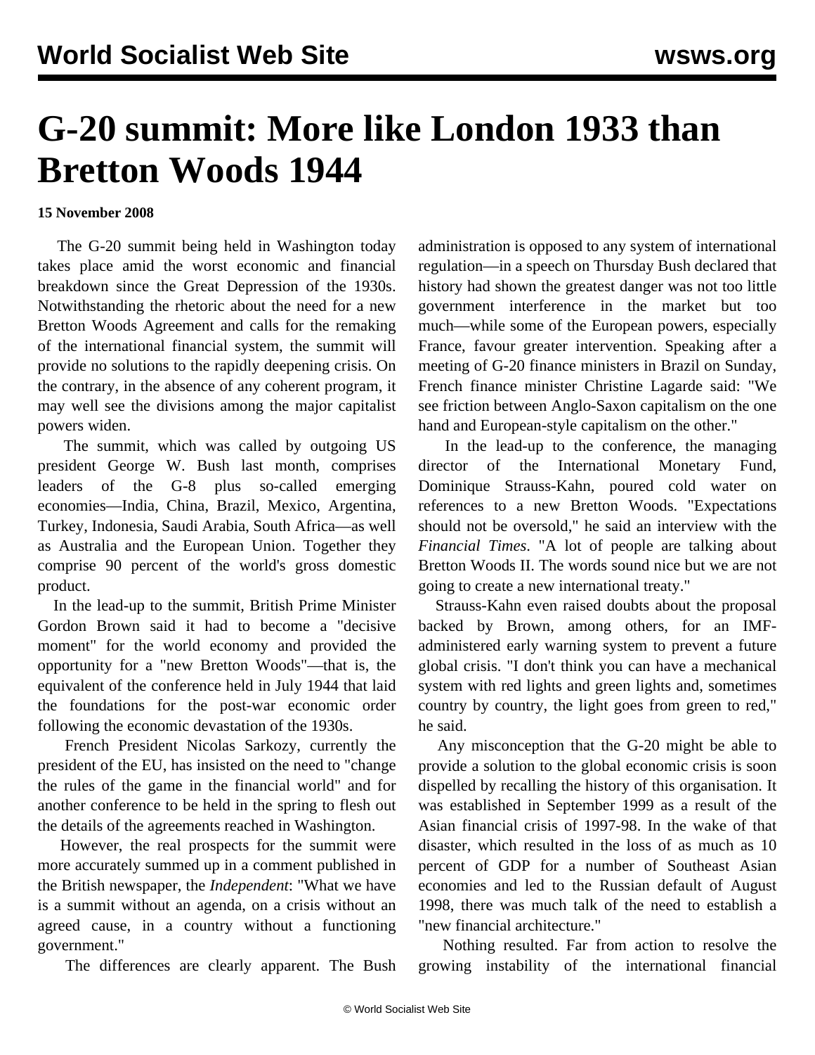# G-20 summit: More like London 1933 than Bretton Woods 1944

**15 November 2008**

The G-20 summit being held in Washington today takes place amid the worst economic and financial breakdown since the Great Depression of the 1930s. Notwithstanding the rhetoric about the need for a new Bretton Woods Agreement and calls for the remaking of the international financial system, the summit will provide no solutions to the rapidly deepening crisis. On the contrary, in the absence of any coherent program, it may well see the divisions among the major capitalist powers widen.

The summit, which was called by outgoing US president George W. Bush last month, comprises leaders of the G-8 plus so-called emerging economies—India, China, Brazil, Mexico, Argentina, Turkey, Indonesia, Saudi Arabia, South Africa—as well as Australia and the European Union. Together they comprise 90 percent of the world's gross domestic product.

In the lead-up to the summit, British Prime Minister Gordon Brown said it had to become a "decisive moment" for the world economy and provided the opportunity for a "new Bretton Woods"—that is, the equivalent of the conference held in July 1944 that laid the foundations for the post-war economic order following the economic devastation of the 1930s.

French President Nicolas Sarkozy, currently the president of the EU, has insisted on the need to "change the rules of the game in the financial world" and for another conference to be held in the spring to flesh out the details of the agreements reached in Washington.

However, the real prospects for the summit were more accurately summed up in a comment published in the British newspaper, the *Independent*: "What we have is a summit without an agenda, on a crisis without an agreed cause, in a country without a functioning government."

The differences are clearly apparent. The Bush administration is opposed to any system of international regulation—in a speech on Thursday Bush declared that history had shown the greatest danger was not too little government interference in the market but too much—while some of the European powers, especially France, favour greater intervention. Speaking after a meeting of G-20 finance ministers in Brazil on Sunday, French finance minister Christine Lagarde said: "We see friction between Anglo-Saxon capitalism on the one hand and European-style capitalism on the other."

In the lead-up to the conference, the managing director of the International Monetary Fund, Dominique Strauss-Kahn, poured cold water on references to a new Bretton Woods. "Expectations should not be oversold," he said an interview with the *Financial Times*. "A lot of people are talking about Bretton Woods II. The words sound nice but we are not going to create a new international treaty."

Strauss-Kahn even raised doubts about the proposal backed by Brown, among others, for an IMF-administered early warning system to prevent a future global crisis. "I don't think you can have a mechanical system with red lights and green lights and, sometimes country by country, the light goes from green to red," he said.

Any misconception that the G-20 might be able to provide a solution to the global economic crisis is soon dispelled by recalling the history of this organisation. It was established in September 1999 as a result of the Asian financial crisis of 1997-98. In the wake of that disaster, which resulted in the loss of as much as 10 percent of GDP for a number of Southeast Asian economies and led to the Russian default of August 1998, there was much talk of the need to establish a "new financial architecture."

Nothing resulted. Far from action to resolve the growing instability of the international financial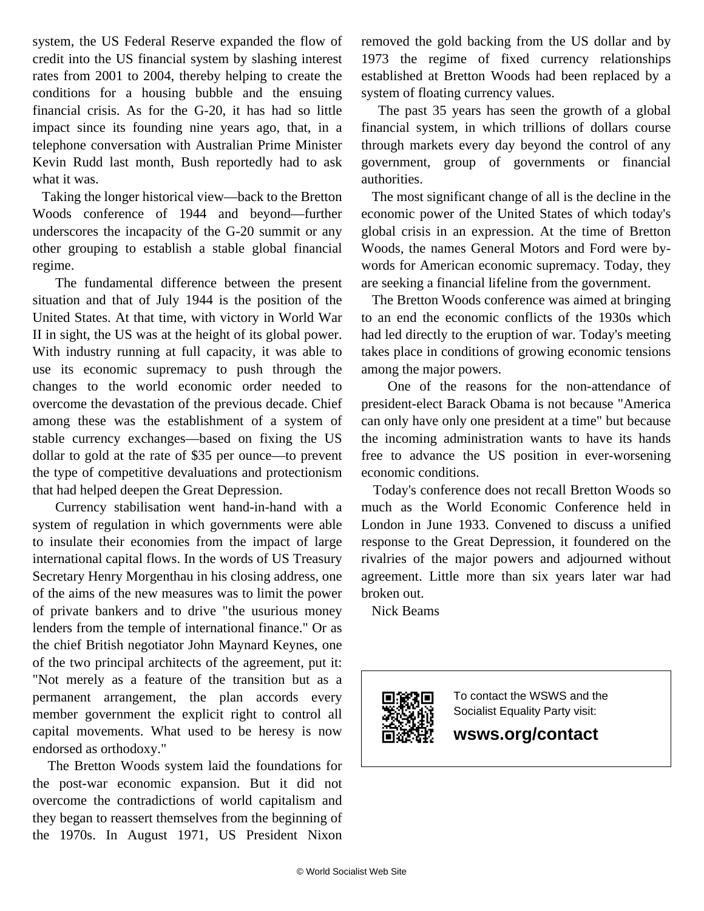system, the US Federal Reserve expanded the flow of credit into the US financial system by slashing interest rates from 2001 to 2004, thereby helping to create the conditions for a housing bubble and the ensuing financial crisis. As for the G-20, it has had so little impact since its founding nine years ago, that, in a telephone conversation with Australian Prime Minister Kevin Rudd last month, Bush reportedly had to ask what it was.

Taking the longer historical view—back to the Bretton Woods conference of 1944 and beyond—further underscores the incapacity of the G-20 summit or any other grouping to establish a stable global financial regime.

The fundamental difference between the present situation and that of July 1944 is the position of the United States. At that time, with victory in World War II in sight, the US was at the height of its global power. With industry running at full capacity, it was able to use its economic supremacy to push through the changes to the world economic order needed to overcome the devastation of the previous decade. Chief among these was the establishment of a system of stable currency exchanges—based on fixing the US dollar to gold at the rate of $35 per ounce—to prevent the type of competitive devaluations and protectionism that had helped deepen the Great Depression.

Currency stabilisation went hand-in-hand with a system of regulation in which governments were able to insulate their economies from the impact of large international capital flows. In the words of US Treasury Secretary Henry Morgenthau in his closing address, one of the aims of the new measures was to limit the power of private bankers and to drive "the usurious money lenders from the temple of international finance." Or as the chief British negotiator John Maynard Keynes, one of the two principal architects of the agreement, put it: "Not merely as a feature of the transition but as a permanent arrangement, the plan accords every member government the explicit right to control all capital movements. What used to be heresy is now endorsed as orthodoxy."

The Bretton Woods system laid the foundations for the post-war economic expansion. But it did not overcome the contradictions of world capitalism and they began to reassert themselves from the beginning of the 1970s. In August 1971, US President Nixon removed the gold backing from the US dollar and by 1973 the regime of fixed currency relationships established at Bretton Woods had been replaced by a system of floating currency values.

The past 35 years has seen the growth of a global financial system, in which trillions of dollars course through markets every day beyond the control of any government, group of governments or financial authorities.

The most significant change of all is the decline in the economic power of the United States of which today's global crisis in an expression. At the time of Bretton Woods, the names General Motors and Ford were by-words for American economic supremacy. Today, they are seeking a financial lifeline from the government.

The Bretton Woods conference was aimed at bringing to an end the economic conflicts of the 1930s which had led directly to the eruption of war. Today's meeting takes place in conditions of growing economic tensions among the major powers.

One of the reasons for the non-attendance of president-elect Barack Obama is not because "America can only have only one president at a time" but because the incoming administration wants to have its hands free to advance the US position in ever-worsening economic conditions.

Today's conference does not recall Bretton Woods so much as the World Economic Conference held in London in June 1933. Convened to discuss a unified response to the Great Depression, it foundered on the rivalries of the major powers and adjourned without agreement. Little more than six years later war had broken out.

Nick Beams

To contact the WSWS and the Socialist Equality Party visit:

**wsws.org/contact**